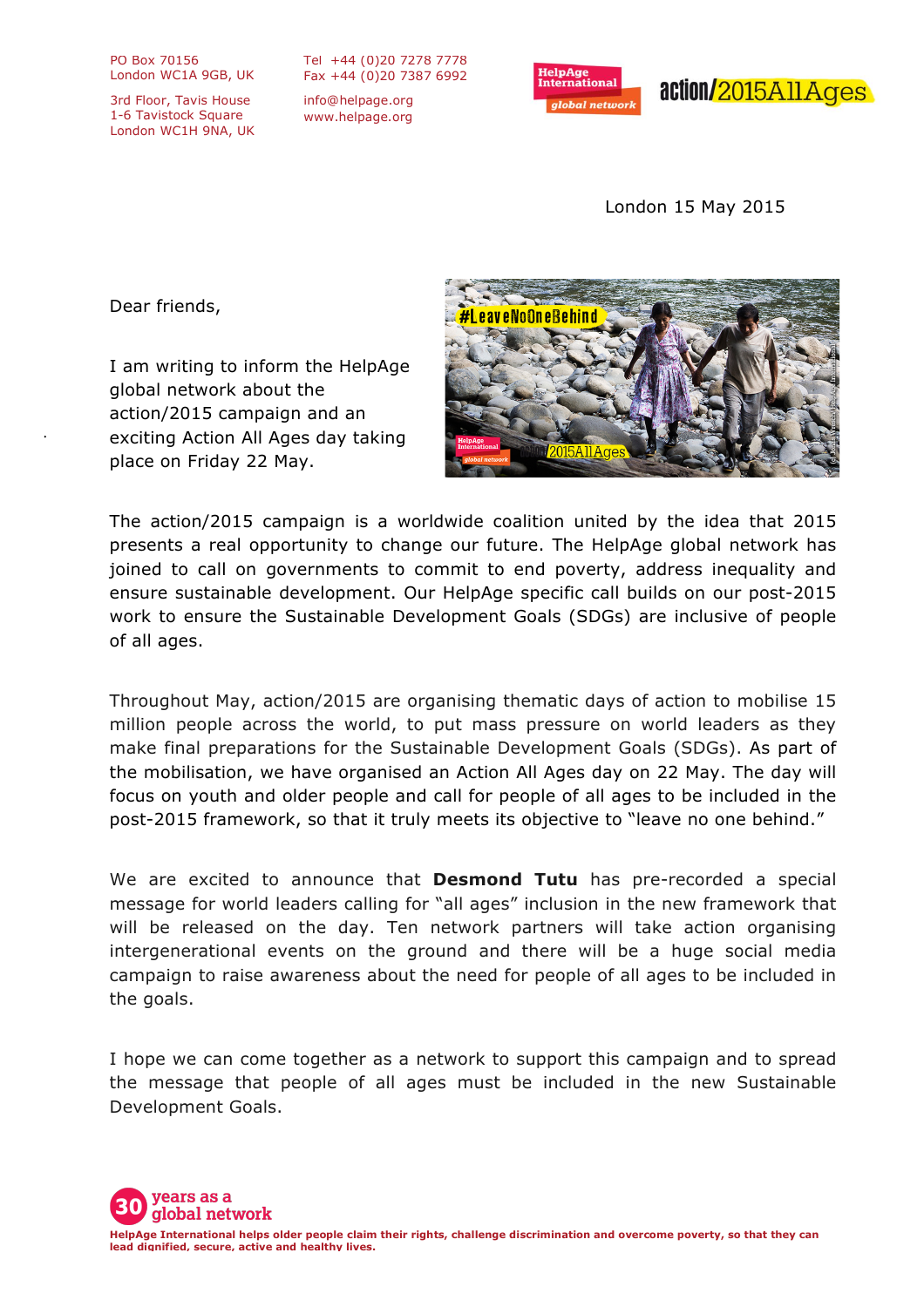PO Box 70156
London WC1A 9GB, UK

3rd Floor, Tavis House
1-6 Tavistock Square
London WC1H 9NA, UK

Tel +44 (0)20 7278 7778
Fax +44 (0)20 7387 6992

info@helpage.org
www.helpage.org

London 15 May 2015

Dear friends,

I am writing to inform the HelpAge global network about the action/2015 campaign and an exciting Action All Ages day taking place on Friday 22 May.

The action/2015 campaign is a worldwide coalition united by the idea that 2015 presents a real opportunity to change our future. The HelpAge global network has joined to call on governments to commit to end poverty, address inequality and ensure sustainable development. Our HelpAge specific call builds on our post-2015 work to ensure the Sustainable Development Goals (SDGs) are inclusive of people of all ages.

Throughout May, action/2015 are organising thematic days of action to mobilise 15 million people across the world, to put mass pressure on world leaders as they make final preparations for the Sustainable Development Goals (SDGs). As part of the mobilisation, we have organised an Action All Ages day on 22 May. The day will focus on youth and older people and call for people of all ages to be included in the post-2015 framework, so that it truly meets its objective to "leave no one behind."

We are excited to announce that **Desmond Tutu** has pre-recorded a special message for world leaders calling for "all ages" inclusion in the new framework that will be released on the day. Ten network partners will take action organising intergenerational events on the ground and there will be a huge social media campaign to raise awareness about the need for people of all ages to be included in the goals.

I hope we can come together as a network to support this campaign and to spread the message that people of all ages must be included in the new Sustainable Development Goals.

30 years as a global network

HelpAge International helps older people claim their rights, challenge discrimination and overcome poverty, so that they can lead dignified, secure, active and healthy lives.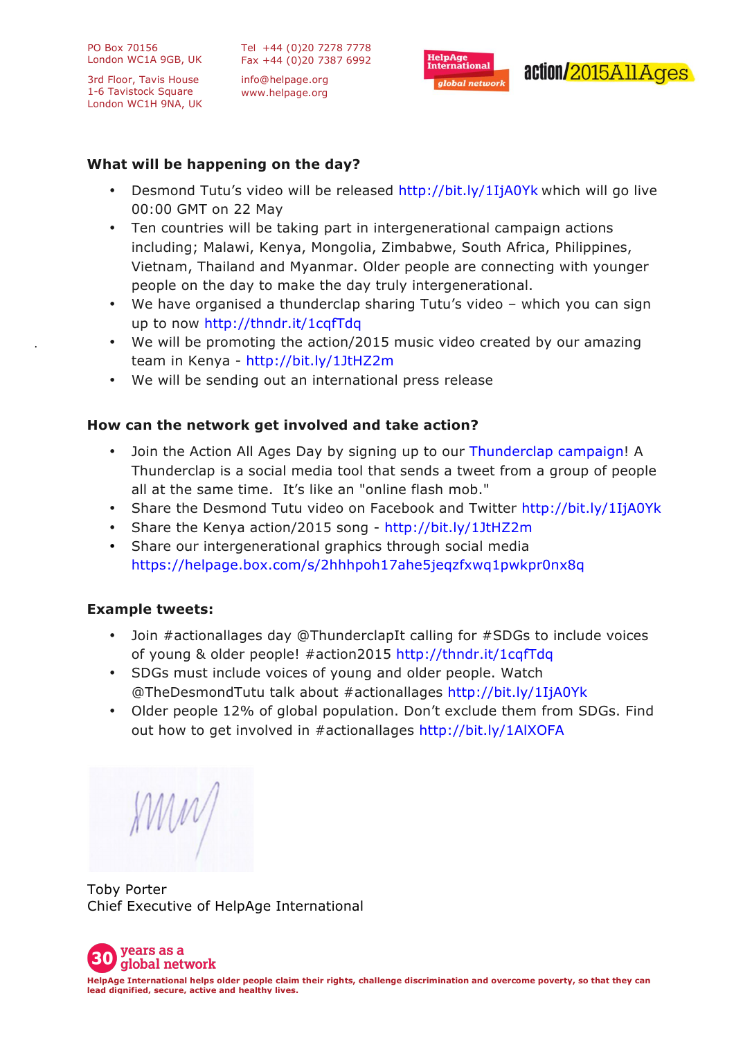PO Box 70156
London WC1A 9GB, UK

3rd Floor, Tavis House
1-6 Tavistock Square
London WC1H 9NA, UK

Tel +44 (0)20 7278 7778
Fax +44 (0)20 7387 6992

info@helpage.org
www.helpage.org

**What will be happening on the day?**

- Desmond Tutu's video will be released http://bit.ly/1IjA0Yk which will go live 00:00 GMT on 22 May
- Ten countries will be taking part in intergenerational campaign actions including; Malawi, Kenya, Mongolia, Zimbabwe, South Africa, Philippines, Vietnam, Thailand and Myanmar. Older people are connecting with younger people on the day to make the day truly intergenerational.
- We have organised a thunderclap sharing Tutu's video – which you can sign up to now http://thndr.it/1cqfTdq
- We will be promoting the action/2015 music video created by our amazing team in Kenya - http://bit.ly/1JtHZ2m
- We will be sending out an international press release

**How can the network get involved and take action?**

- Join the Action All Ages Day by signing up to our Thunderclap campaign! A Thunderclap is a social media tool that sends a tweet from a group of people all at the same time. It's like an "online flash mob."
- Share the Desmond Tutu video on Facebook and Twitter http://bit.ly/1IjA0Yk
- Share the Kenya action/2015 song - http://bit.ly/1JtHZ2m
- Share our intergenerational graphics through social media https://helpage.box.com/s/2hhhpoh17ahe5jeqzfxwq1pwkpr0nx8q

**Example tweets:**

- Join #actionallages day @ThunderclapIt calling for #SDGs to include voices of young & older people! #action2015 http://thndr.it/1cqfTdq
- SDGs must include voices of young and older people. Watch @TheDesmondTutu talk about #actionallages http://bit.ly/1IjA0Yk
- Older people 12% of global population. Don't exclude them from SDGs. Find out how to get involved in #actionallages http://bit.ly/1AlXOFA

Toby Porter
Chief Executive of HelpAge International

30 years as a global network

HelpAge International helps older people claim their rights, challenge discrimination and overcome poverty, so that they can lead dignified, secure, active and healthy lives.